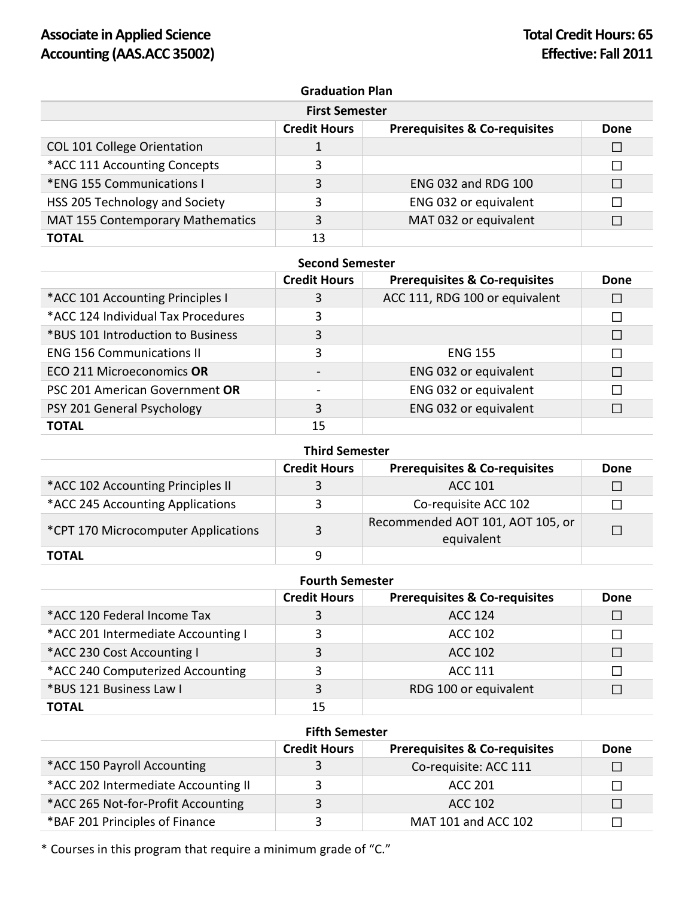# Associate in Applied Science Accounting (AAS.ACC 35002)

**Total Credit Hours: 65**
**Effective: Fall 2011**

## Graduation Plan

### First Semester

| | Credit Hours | Prerequisites & Co-requisites | Done |
|---|---|---|---|
| COL 101 College Orientation | 1 | | ☐ |
| *ACC 111 Accounting Concepts | 3 | | ☐ |
| *ENG 155 Communications I | 3 | ENG 032 and RDG 100 | ☐ |
| HSS 205 Technology and Society | 3 | ENG 032 or equivalent | ☐ |
| MAT 155 Contemporary Mathematics | 3 | MAT 032 or equivalent | ☐ |
| **TOTAL** | 13 | | |

### Second Semester

| | Credit Hours | Prerequisites & Co-requisites | Done |
|---|---|---|---|
| *ACC 101 Accounting Principles I | 3 | ACC 111, RDG 100 or equivalent | ☐ |
| *ACC 124 Individual Tax Procedures | 3 | | ☐ |
| *BUS 101 Introduction to Business | 3 | | ☐ |
| ENG 156 Communications II | 3 | ENG 155 | ☐ |
| ECO 211 Microeconomics **OR** | - | ENG 032 or equivalent | ☐ |
| PSC 201 American Government **OR** | - | ENG 032 or equivalent | ☐ |
| PSY 201 General Psychology | 3 | ENG 032 or equivalent | ☐ |
| **TOTAL** | 15 | | |

### Third Semester

| | Credit Hours | Prerequisites & Co-requisites | Done |
|---|---|---|---|
| *ACC 102 Accounting Principles II | 3 | ACC 101 | ☐ |
| *ACC 245 Accounting Applications | 3 | Co-requisite ACC 102 | ☐ |
| *CPT 170 Microcomputer Applications | 3 | Recommended AOT 101, AOT 105, or equivalent | ☐ |
| **TOTAL** | 9 | | |

### Fourth Semester

| | Credit Hours | Prerequisites & Co-requisites | Done |
|---|---|---|---|
| *ACC 120 Federal Income Tax | 3 | ACC 124 | ☐ |
| *ACC 201 Intermediate Accounting I | 3 | ACC 102 | ☐ |
| *ACC 230 Cost Accounting I | 3 | ACC 102 | ☐ |
| *ACC 240 Computerized Accounting | 3 | ACC 111 | ☐ |
| *BUS 121 Business Law I | 3 | RDG 100 or equivalent | ☐ |
| **TOTAL** | 15 | | |

### Fifth Semester

| | Credit Hours | Prerequisites & Co-requisites | Done |
|---|---|---|---|
| *ACC 150 Payroll Accounting | 3 | Co-requisite: ACC 111 | ☐ |
| *ACC 202 Intermediate Accounting II | 3 | ACC 201 | ☐ |
| *ACC 265 Not-for-Profit Accounting | 3 | ACC 102 | ☐ |
| *BAF 201 Principles of Finance | 3 | MAT 101 and ACC 102 | ☐ |

* Courses in this program that require a minimum grade of "C."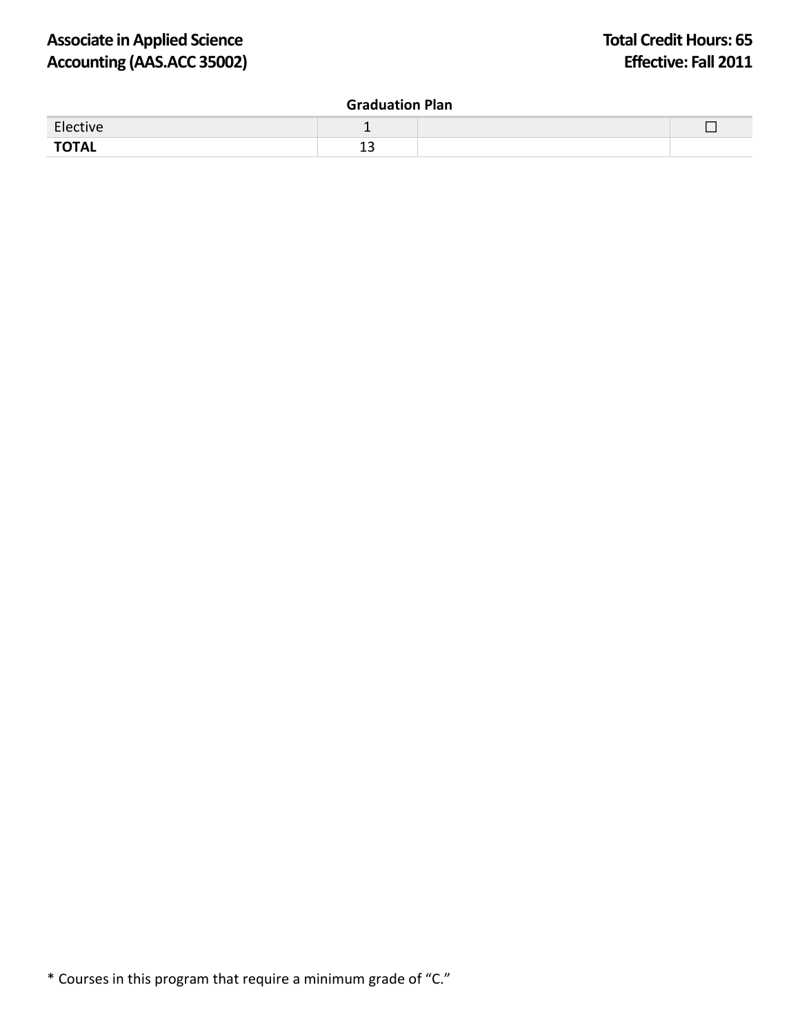**Graduation Plan**

| | | | |
|---|---|---|---|
| Elective | 1 | | ☐ |
| **TOTAL** | 13 | | |

* Courses in this program that require a minimum grade of "C."